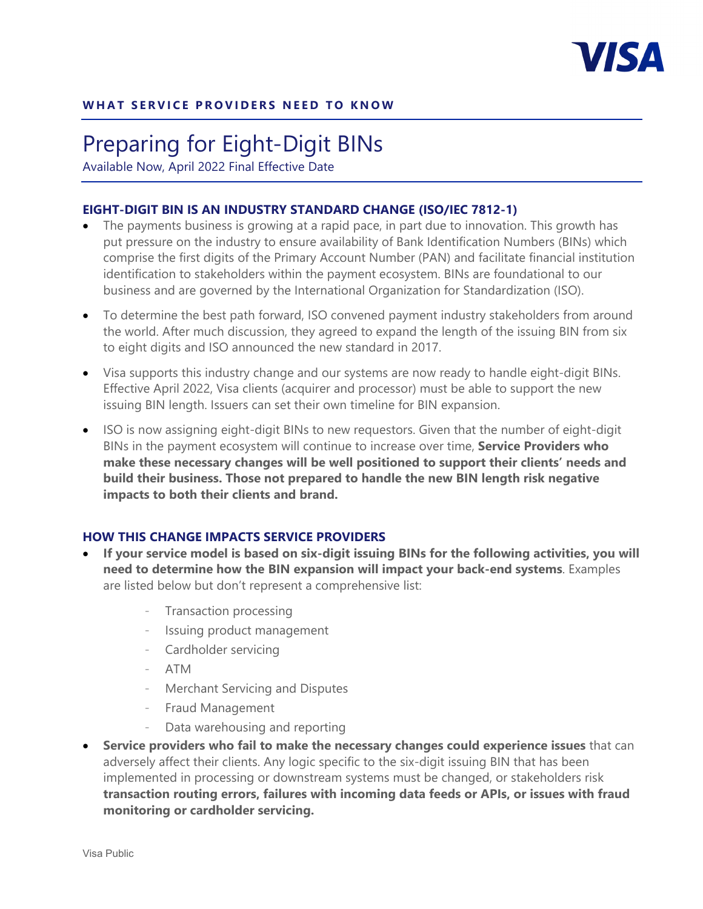**WHAT SERVICE PROVIDERS NEED TO KNOW**

# Preparing for Eight-Digit BINs

Available Now, April 2022 Final Effective Date

## EIGHT-DIGIT BIN IS AN INDUSTRY STANDARD CHANGE (ISO/IEC 7812-1)

- The payments business is growing at a rapid pace, in part due to innovation. This growth has put pressure on the industry to ensure availability of Bank Identification Numbers (BINs) which comprise the first digits of the Primary Account Number (PAN) and facilitate financial institution identification to stakeholders within the payment ecosystem. BINs are foundational to our business and are governed by the International Organization for Standardization (ISO).
- To determine the best path forward, ISO convened payment industry stakeholders from around the world. After much discussion, they agreed to expand the length of the issuing BIN from six to eight digits and ISO announced the new standard in 2017.
- Visa supports this industry change and our systems are now ready to handle eight-digit BINs. Effective April 2022, Visa clients (acquirer and processor) must be able to support the new issuing BIN length. Issuers can set their own timeline for BIN expansion.
- ISO is now assigning eight-digit BINs to new requestors. Given that the number of eight-digit BINs in the payment ecosystem will continue to increase over time, **Service Providers who make these necessary changes will be well positioned to support their clients' needs and build their business. Those not prepared to handle the new BIN length risk negative impacts to both their clients and brand.**

## HOW THIS CHANGE IMPACTS SERVICE PROVIDERS

- **If your service model is based on six-digit issuing BINs for the following activities, you will need to determine how the BIN expansion will impact your back-end systems**. Examples are listed below but don't represent a comprehensive list:
    - Transaction processing
    - Issuing product management
    - Cardholder servicing
    - ATM
    - Merchant Servicing and Disputes
    - Fraud Management
    - Data warehousing and reporting
- **Service providers who fail to make the necessary changes could experience issues** that can adversely affect their clients. Any logic specific to the six-digit issuing BIN that has been implemented in processing or downstream systems must be changed, or stakeholders risk **transaction routing errors, failures with incoming data feeds or APIs, or issues with fraud monitoring or cardholder servicing.**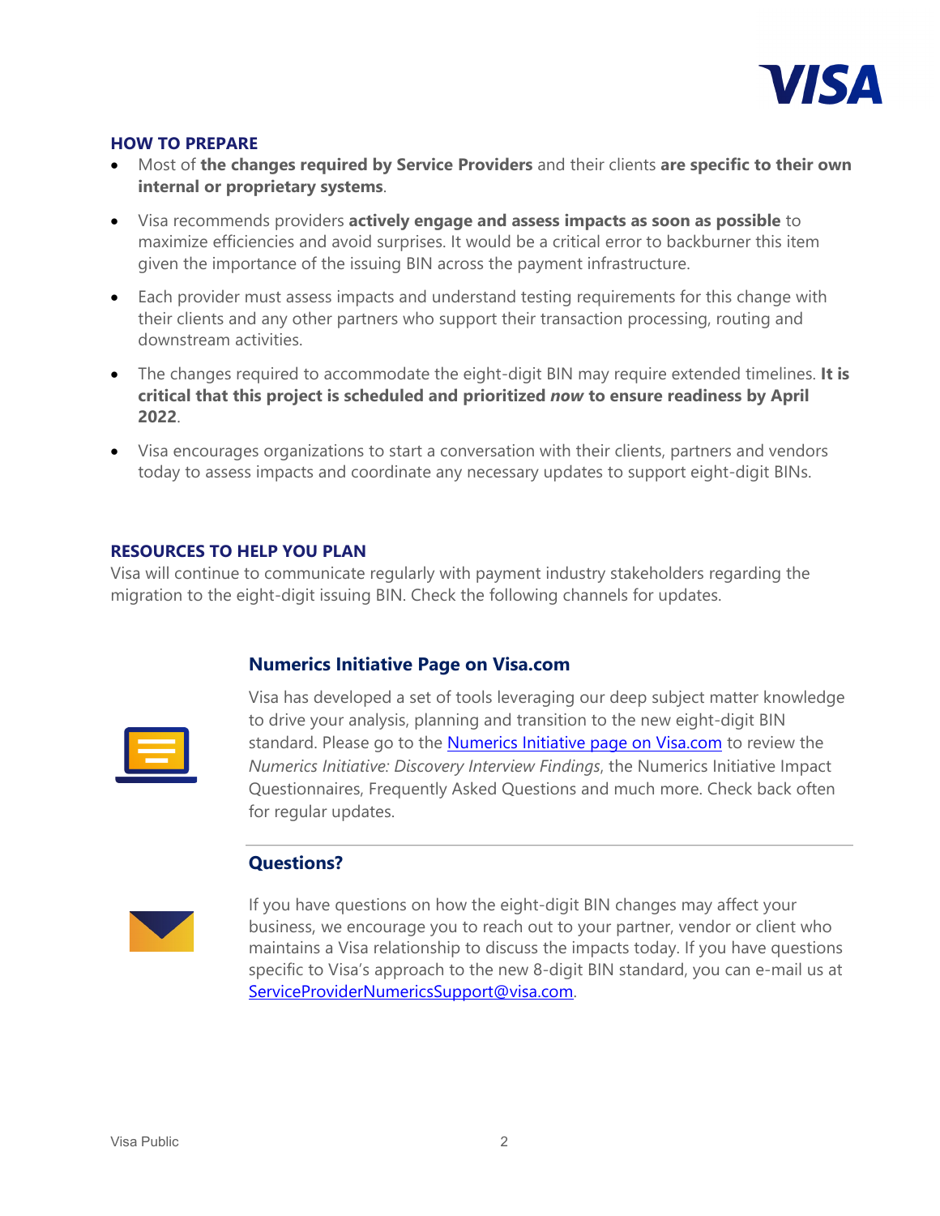## HOW TO PREPARE

- Most of **the changes required by Service Providers** and their clients **are specific to their own internal or proprietary systems**.
- Visa recommends providers **actively engage and assess impacts as soon as possible** to maximize efficiencies and avoid surprises. It would be a critical error to backburner this item given the importance of the issuing BIN across the payment infrastructure.
- Each provider must assess impacts and understand testing requirements for this change with their clients and any other partners who support their transaction processing, routing and downstream activities.
- The changes required to accommodate the eight-digit BIN may require extended timelines. **It is critical that this project is scheduled and prioritized *now* to ensure readiness by April 2022**.
- Visa encourages organizations to start a conversation with their clients, partners and vendors today to assess impacts and coordinate any necessary updates to support eight-digit BINs.

## RESOURCES TO HELP YOU PLAN

Visa will continue to communicate regularly with payment industry stakeholders regarding the migration to the eight-digit issuing BIN. Check the following channels for updates.

### Numerics Initiative Page on Visa.com

Visa has developed a set of tools leveraging our deep subject matter knowledge to drive your analysis, planning and transition to the new eight-digit BIN standard. Please go to the Numerics Initiative page on Visa.com to review the *Numerics Initiative: Discovery Interview Findings*, the Numerics Initiative Impact Questionnaires, Frequently Asked Questions and much more. Check back often for regular updates.

### Questions?

If you have questions on how the eight-digit BIN changes may affect your business, we encourage you to reach out to your partner, vendor or client who maintains a Visa relationship to discuss the impacts today. If you have questions specific to Visa's approach to the new 8-digit BIN standard, you can e-mail us at ServiceProviderNumericsSupport@visa.com.

Visa Public